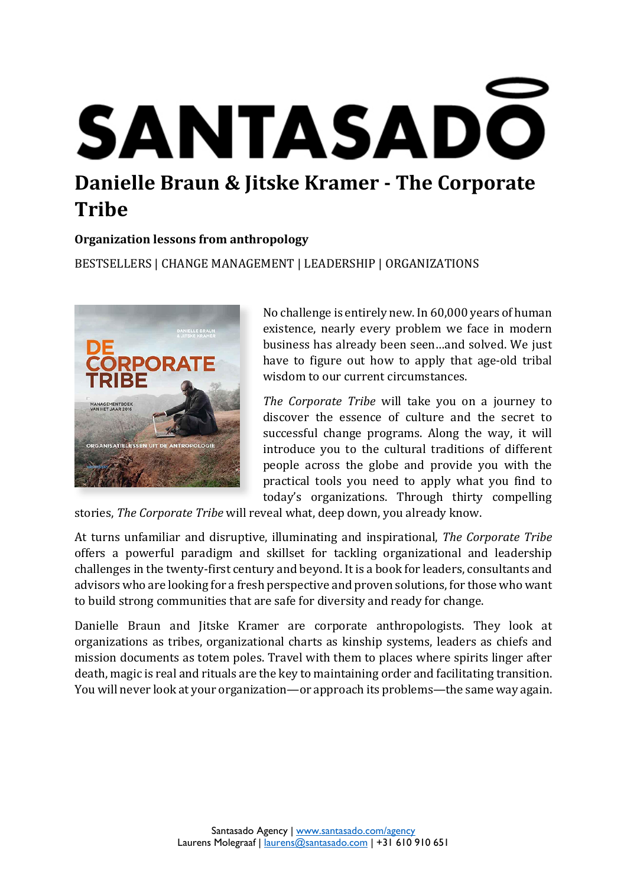# SANTASADO

# Danielle Braun & Jitske Kramer - The Corporate Tribe

**Organization lessons from anthropology**

BESTSELLERS | CHANGE MANAGEMENT | LEADERSHIP | ORGANIZATIONS

No challenge is entirely new. In 60,000 years of human existence, nearly every problem we face in modern business has already been seen…and solved. We just have to figure out how to apply that age-old tribal wisdom to our current circumstances.

*The Corporate Tribe* will take you on a journey to discover the essence of culture and the secret to successful change programs. Along the way, it will introduce you to the cultural traditions of different people across the globe and provide you with the practical tools you need to apply what you find to today's organizations. Through thirty compelling stories, *The Corporate Tribe* will reveal what, deep down, you already know.

At turns unfamiliar and disruptive, illuminating and inspirational, *The Corporate Tribe* offers a powerful paradigm and skillset for tackling organizational and leadership challenges in the twenty-first century and beyond. It is a book for leaders, consultants and advisors who are looking for a fresh perspective and proven solutions, for those who want to build strong communities that are safe for diversity and ready for change.

Danielle Braun and Jitske Kramer are corporate anthropologists. They look at organizations as tribes, organizational charts as kinship systems, leaders as chiefs and mission documents as totem poles. Travel with them to places where spirits linger after death, magic is real and rituals are the key to maintaining order and facilitating transition. You will never look at your organization—or approach its problems—the same way again.

Santasado Agency | www.santasado.com/agency
Laurens Molegraaf | laurens@santasado.com | +31 610 910 651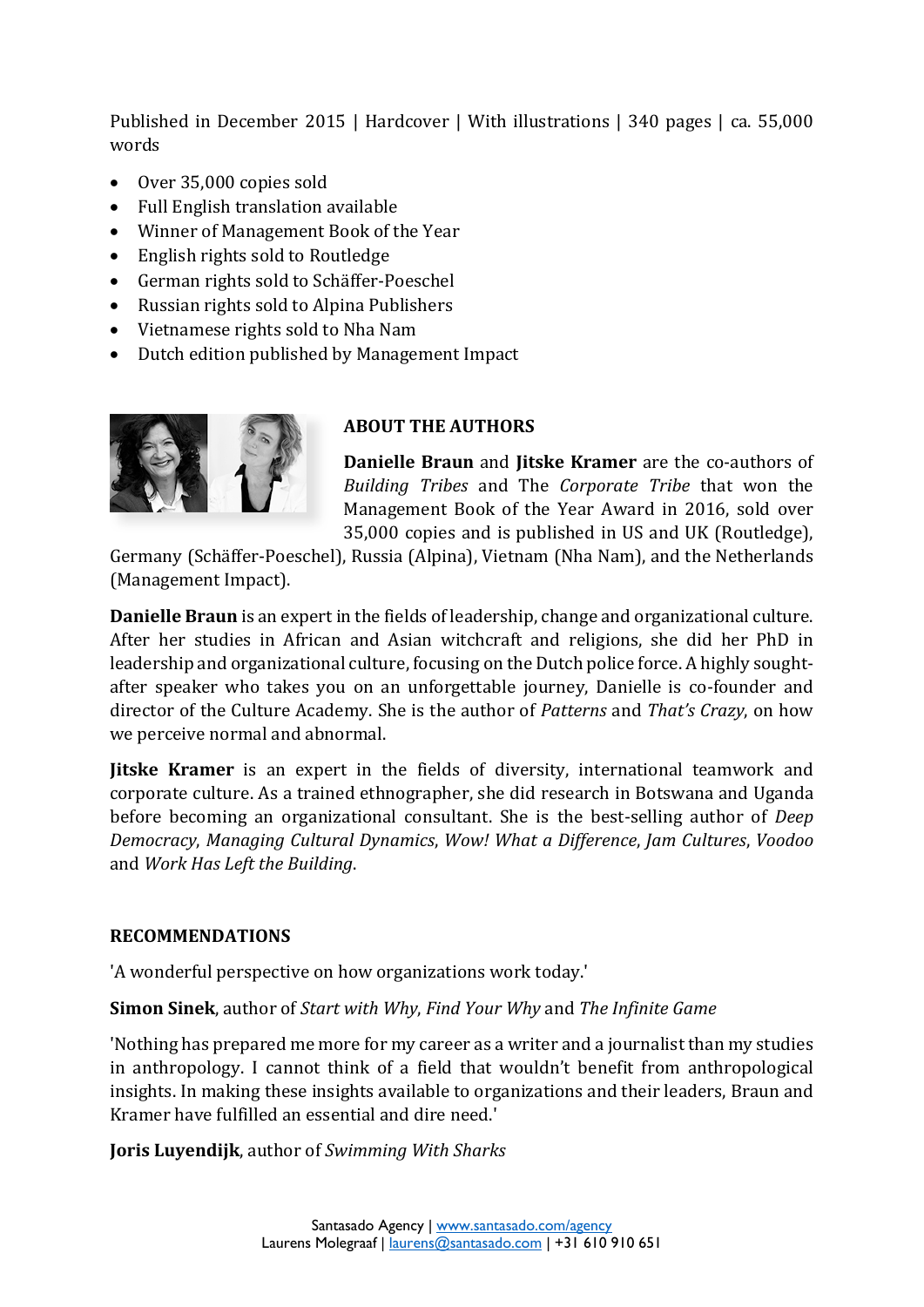Published in December 2015 | Hardcover | With illustrations | 340 pages | ca. 55,000 words

- Over 35,000 copies sold
- Full English translation available
- Winner of Management Book of the Year
- English rights sold to Routledge
- German rights sold to Schäffer-Poeschel
- Russian rights sold to Alpina Publishers
- Vietnamese rights sold to Nha Nam
- Dutch edition published by Management Impact

## ABOUT THE AUTHORS

**Danielle Braun** and **Jitske Kramer** are the co-authors of *Building Tribes* and The *Corporate Tribe* that won the Management Book of the Year Award in 2016, sold over 35,000 copies and is published in US and UK (Routledge), Germany (Schäffer-Poeschel), Russia (Alpina), Vietnam (Nha Nam), and the Netherlands (Management Impact).

**Danielle Braun** is an expert in the fields of leadership, change and organizational culture. After her studies in African and Asian witchcraft and religions, she did her PhD in leadership and organizational culture, focusing on the Dutch police force. A highly sought-after speaker who takes you on an unforgettable journey, Danielle is co-founder and director of the Culture Academy. She is the author of *Patterns* and *That's Crazy*, on how we perceive normal and abnormal.

**Jitske Kramer** is an expert in the fields of diversity, international teamwork and corporate culture. As a trained ethnographer, she did research in Botswana and Uganda before becoming an organizational consultant. She is the best-selling author of *Deep Democracy*, *Managing Cultural Dynamics*, *Wow! What a Difference*, *Jam Cultures*, *Voodoo* and *Work Has Left the Building*.

## RECOMMENDATIONS

'A wonderful perspective on how organizations work today.'

**Simon Sinek**, author of *Start with Why*, *Find Your Why* and *The Infinite Game*

'Nothing has prepared me more for my career as a writer and a journalist than my studies in anthropology. I cannot think of a field that wouldn't benefit from anthropological insights. In making these insights available to organizations and their leaders, Braun and Kramer have fulfilled an essential and dire need.'

**Joris Luyendijk**, author of *Swimming With Sharks*

Santasado Agency | www.santasado.com/agency
Laurens Molegraaf | laurens@santasado.com | +31 610 910 651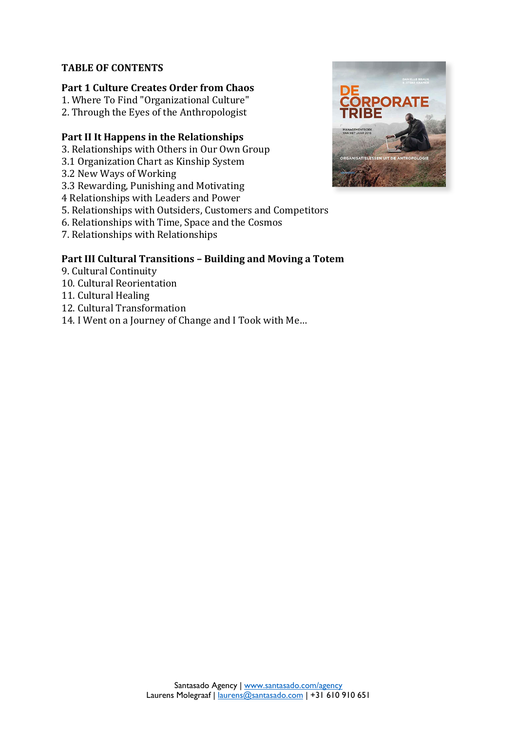**TABLE OF CONTENTS**

**Part 1 Culture Creates Order from Chaos**

1. Where To Find "Organizational Culture"
2. Through the Eyes of the Anthropologist

**Part II It Happens in the Relationships**

3. Relationships with Others in Our Own Group

3.1 Organization Chart as Kinship System

3.2 New Ways of Working

3.3 Rewarding, Punishing and Motivating

4 Relationships with Leaders and Power

5. Relationships with Outsiders, Customers and Competitors

6. Relationships with Time, Space and the Cosmos

7. Relationships with Relationships

**Part III Cultural Transitions – Building and Moving a Totem**

9. Cultural Continuity

10. Cultural Reorientation

11. Cultural Healing

12. Cultural Transformation

14. I Went on a Journey of Change and I Took with Me…

Santasado Agency | www.santasado.com/agency
Laurens Molegraaf | laurens@santasado.com | +31 610 910 651